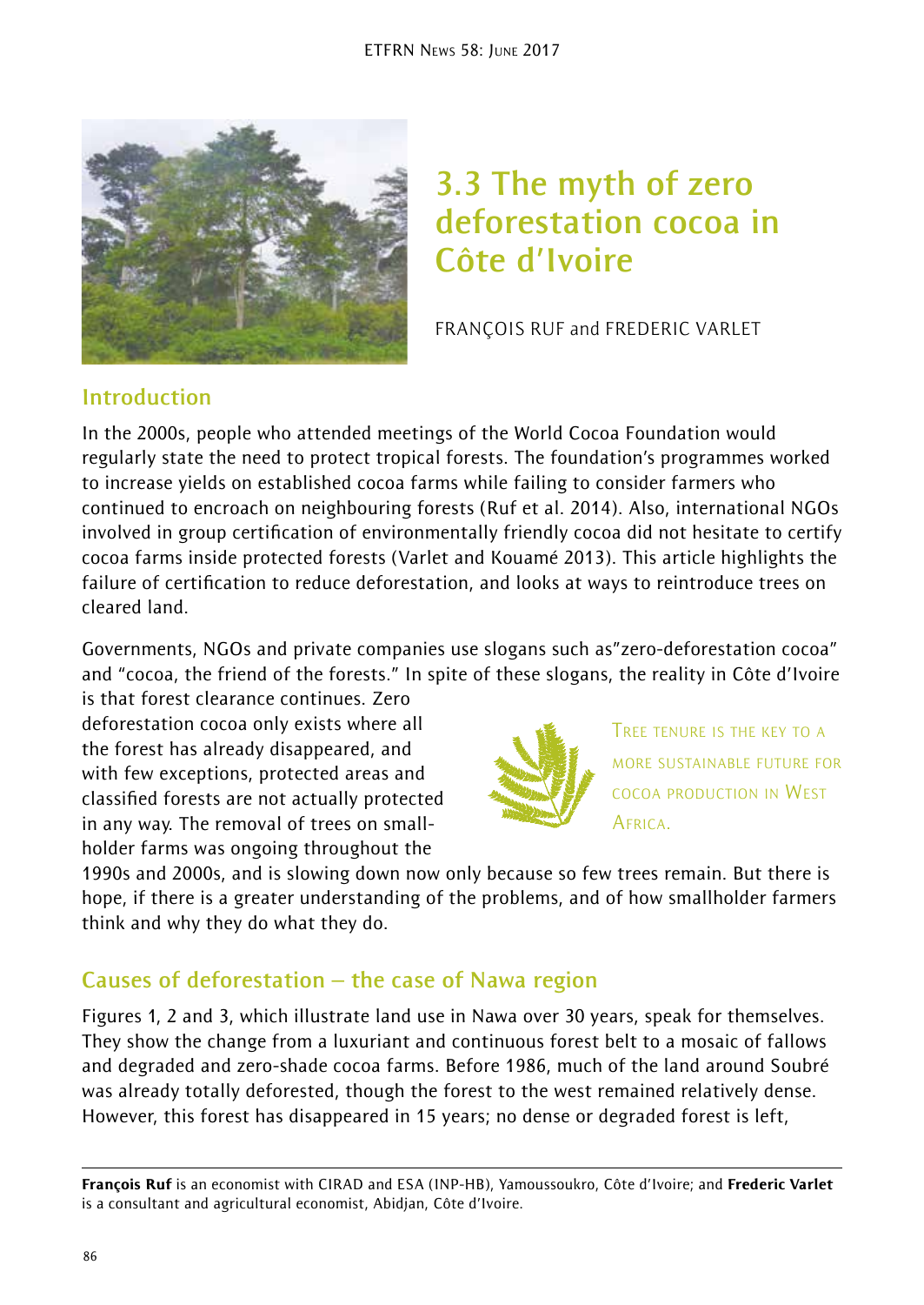# 3.3 The myth of zero deforestation cocoa in Côte d'Ivoire

FRANÇOIS RUF and FREDERIC VARLET

## Introduction

In the 2000s, people who attended meetings of the World Cocoa Foundation would regularly state the need to protect tropical forests. The foundation's programmes worked to increase yields on established cocoa farms while failing to consider farmers who continued to encroach on neighbouring forests (Ruf et al. 2014). Also, international NGOs involved in group certification of environmentally friendly cocoa did not hesitate to certify cocoa farms inside protected forests (Varlet and Kouamé 2013). This article highlights the failure of certification to reduce deforestation, and looks at ways to reintroduce trees on cleared land.

Governments, NGOs and private companies use slogans such as"zero-deforestation cocoa" and "cocoa, the friend of the forests." In spite of these slogans, the reality in Côte d'Ivoire is that forest clearance continues. Zero deforestation cocoa only exists where all the forest has already disappeared, and with few exceptions, protected areas and classified forests are not actually protected in any way. The removal of trees on smallholder farms was ongoing throughout the 1990s and 2000s, and is slowing down now only because so few trees remain. But there is hope, if there is a greater understanding of the problems, and of how smallholder farmers think and why they do what they do.

> TREE TENURE IS THE KEY TO A MORE SUSTAINABLE FUTURE FOR COCOA PRODUCTION IN WEST AFRICA.

## Causes of deforestation – the case of Nawa region

Figures 1, 2 and 3, which illustrate land use in Nawa over 30 years, speak for themselves. They show the change from a luxuriant and continuous forest belt to a mosaic of fallows and degraded and zero-shade cocoa farms. Before 1986, much of the land around Soubré was already totally deforested, though the forest to the west remained relatively dense. However, this forest has disappeared in 15 years; no dense or degraded forest is left,

---

**François Ruf** is an economist with CIRAD and ESA (INP-HB), Yamoussoukro, Côte d'Ivoire; and **Frederic Varlet** is a consultant and agricultural economist, Abidjan, Côte d'Ivoire.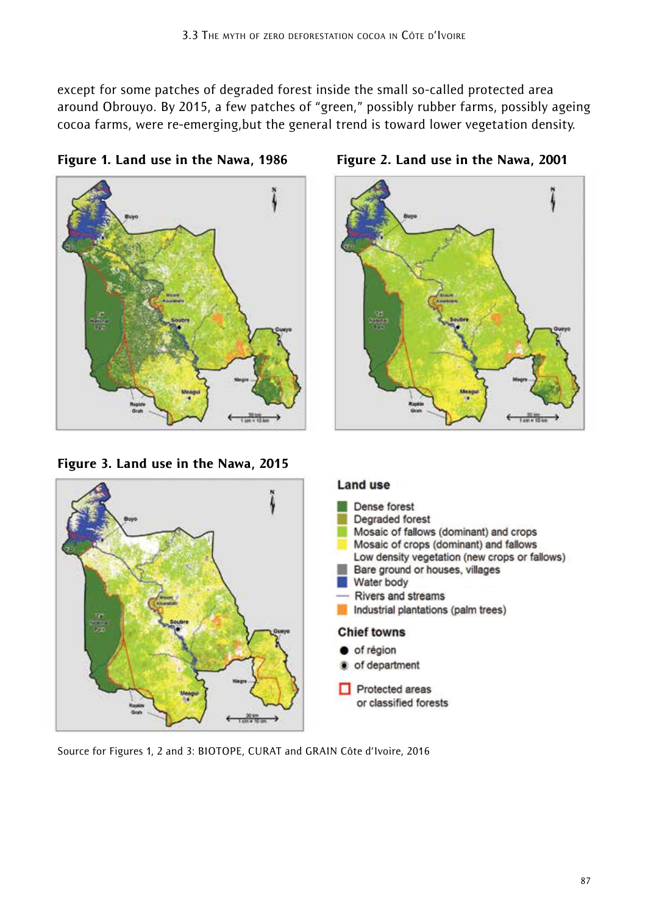except for some patches of degraded forest inside the small so-called protected area around Obrouyo. By 2015, a few patches of "green," possibly rubber farms, possibly ageing cocoa farms, were re-emerging,but the general trend is toward lower vegetation density.

**Figure 1. Land use in the Nawa, 1986**

**Figure 2. Land use in the Nawa, 2001**

**Figure 3. Land use in the Nawa, 2015**

**Land use**

- Dense forest
- Degraded forest
- Mosaic of fallows (dominant) and crops
- Mosaic of crops (dominant) and fallows
- Low density vegetation (new crops or fallows)
- Bare ground or houses, villages
- Water body
- Rivers and streams
- Industrial plantations (palm trees)

**Chief towns**

- of région
- of department

Protected areas or classified forests

Source for Figures 1, 2 and 3: BIOTOPE, CURAT and GRAIN Côte d'Ivoire, 2016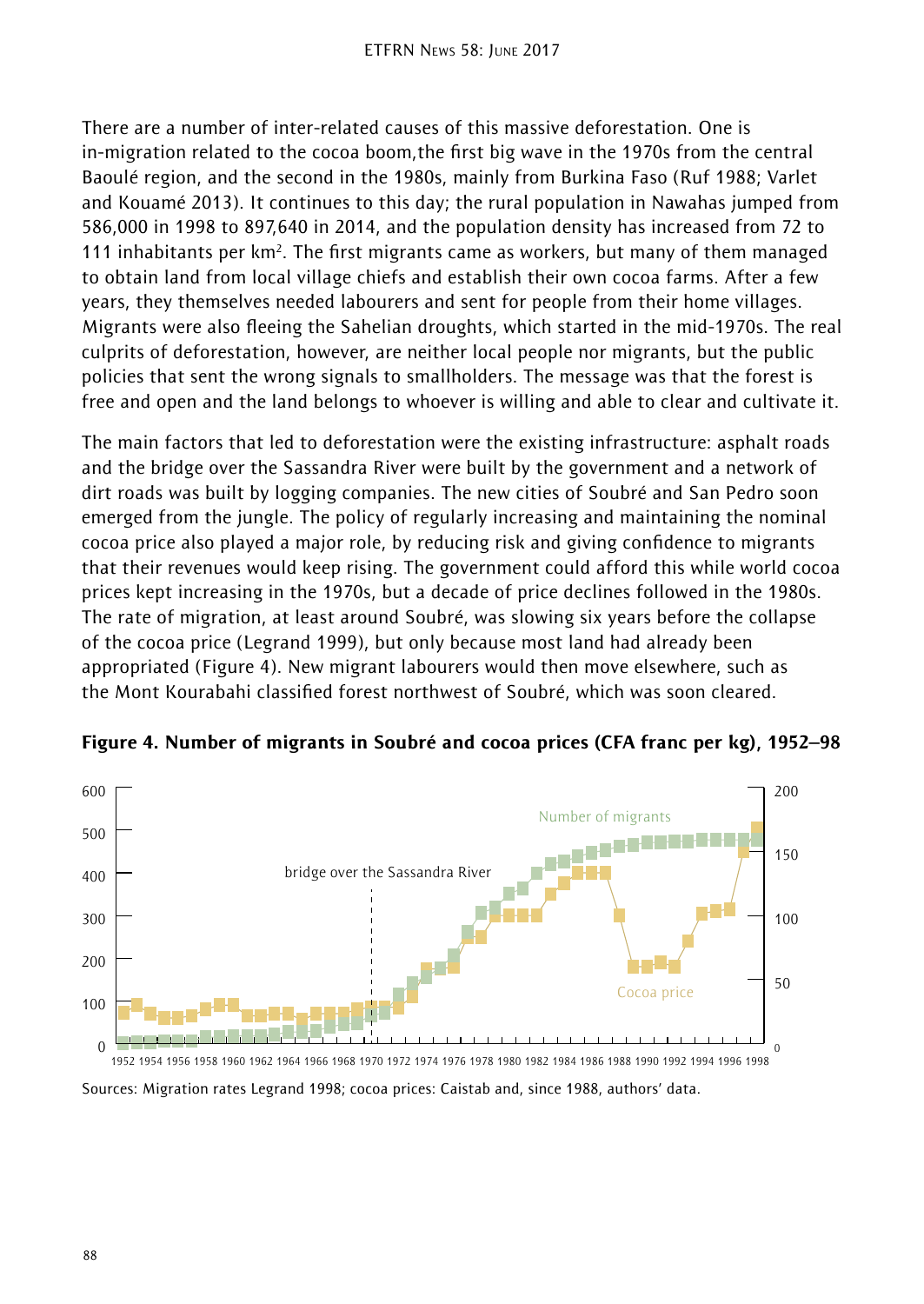There are a number of inter-related causes of this massive deforestation. One is in-migration related to the cocoa boom,the first big wave in the 1970s from the central Baoulé region, and the second in the 1980s, mainly from Burkina Faso (Ruf 1988; Varlet and Kouamé 2013). It continues to this day; the rural population in Nawahas jumped from 586,000 in 1998 to 897,640 in 2014, and the population density has increased from 72 to 111 inhabitants per km$^2$. The first migrants came as workers, but many of them managed to obtain land from local village chiefs and establish their own cocoa farms. After a few years, they themselves needed labourers and sent for people from their home villages. Migrants were also fleeing the Sahelian droughts, which started in the mid-1970s. The real culprits of deforestation, however, are neither local people nor migrants, but the public policies that sent the wrong signals to smallholders. The message was that the forest is free and open and the land belongs to whoever is willing and able to clear and cultivate it.

The main factors that led to deforestation were the existing infrastructure: asphalt roads and the bridge over the Sassandra River were built by the government and a network of dirt roads was built by logging companies. The new cities of Soubré and San Pedro soon emerged from the jungle. The policy of regularly increasing and maintaining the nominal cocoa price also played a major role, by reducing risk and giving confidence to migrants that their revenues would keep rising. The government could afford this while world cocoa prices kept increasing in the 1970s, but a decade of price declines followed in the 1980s. The rate of migration, at least around Soubré, was slowing six years before the collapse of the cocoa price (Legrand 1999), but only because most land had already been appropriated (Figure 4). New migrant labourers would then move elsewhere, such as the Mont Kourabahi classified forest northwest of Soubré, which was soon cleared.

**Figure 4. Number of migrants in Soubré and cocoa prices (CFA franc per kg), 1952–98**

Sources: Migration rates Legrand 1998; cocoa prices: Caistab and, since 1988, authors' data.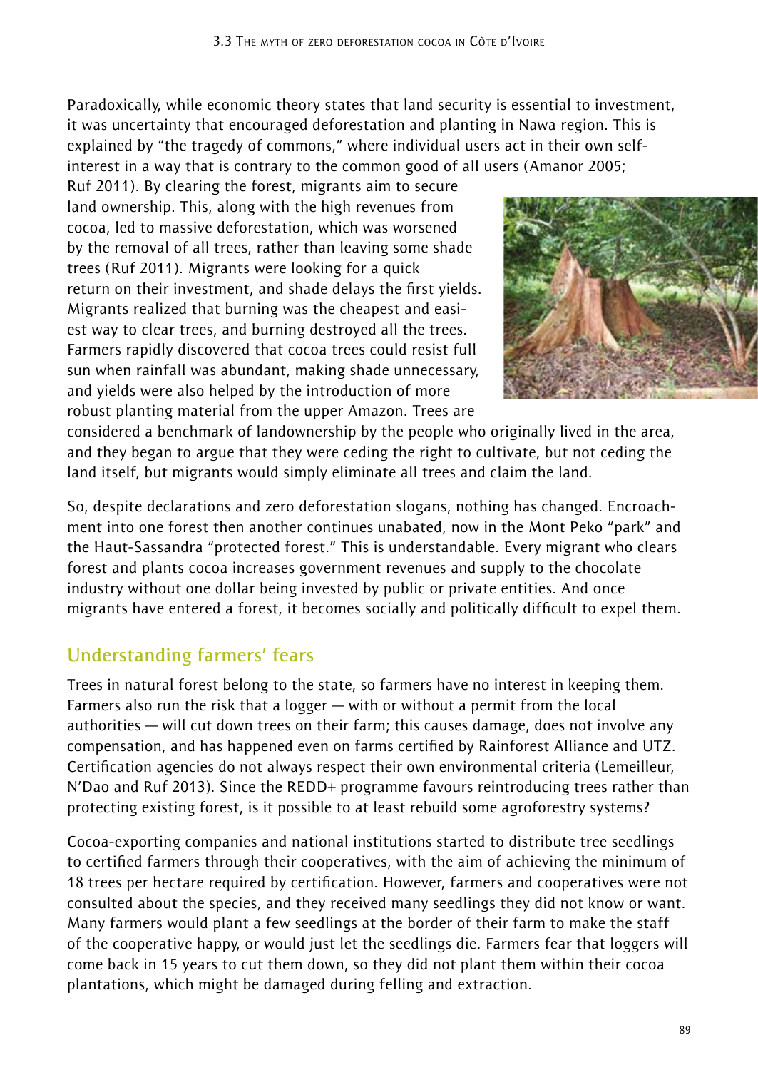Paradoxically, while economic theory states that land security is essential to investment, it was uncertainty that encouraged deforestation and planting in Nawa region. This is explained by "the tragedy of commons," where individual users act in their own self-interest in a way that is contrary to the common good of all users (Amanor 2005; Ruf 2011). By clearing the forest, migrants aim to secure land ownership. This, along with the high revenues from cocoa, led to massive deforestation, which was worsened by the removal of all trees, rather than leaving some shade trees (Ruf 2011). Migrants were looking for a quick return on their investment, and shade delays the first yields. Migrants realized that burning was the cheapest and easiest way to clear trees, and burning destroyed all the trees. Farmers rapidly discovered that cocoa trees could resist full sun when rainfall was abundant, making shade unnecessary, and yields were also helped by the introduction of more robust planting material from the upper Amazon. Trees are considered a benchmark of landownership by the people who originally lived in the area, and they began to argue that they were ceding the right to cultivate, but not ceding the land itself, but migrants would simply eliminate all trees and claim the land.

So, despite declarations and zero deforestation slogans, nothing has changed. Encroachment into one forest then another continues unabated, now in the Mont Peko "park" and the Haut-Sassandra "protected forest." This is understandable. Every migrant who clears forest and plants cocoa increases government revenues and supply to the chocolate industry without one dollar being invested by public or private entities. And once migrants have entered a forest, it becomes socially and politically difficult to expel them.

## Understanding farmers' fears

Trees in natural forest belong to the state, so farmers have no interest in keeping them. Farmers also run the risk that a logger — with or without a permit from the local authorities — will cut down trees on their farm; this causes damage, does not involve any compensation, and has happened even on farms certified by Rainforest Alliance and UTZ. Certification agencies do not always respect their own environmental criteria (Lemeilleur, N'Dao and Ruf 2013). Since the REDD+ programme favours reintroducing trees rather than protecting existing forest, is it possible to at least rebuild some agroforestry systems?

Cocoa-exporting companies and national institutions started to distribute tree seedlings to certified farmers through their cooperatives, with the aim of achieving the minimum of 18 trees per hectare required by certification. However, farmers and cooperatives were not consulted about the species, and they received many seedlings they did not know or want. Many farmers would plant a few seedlings at the border of their farm to make the staff of the cooperative happy, or would just let the seedlings die. Farmers fear that loggers will come back in 15 years to cut them down, so they did not plant them within their cocoa plantations, which might be damaged during felling and extraction.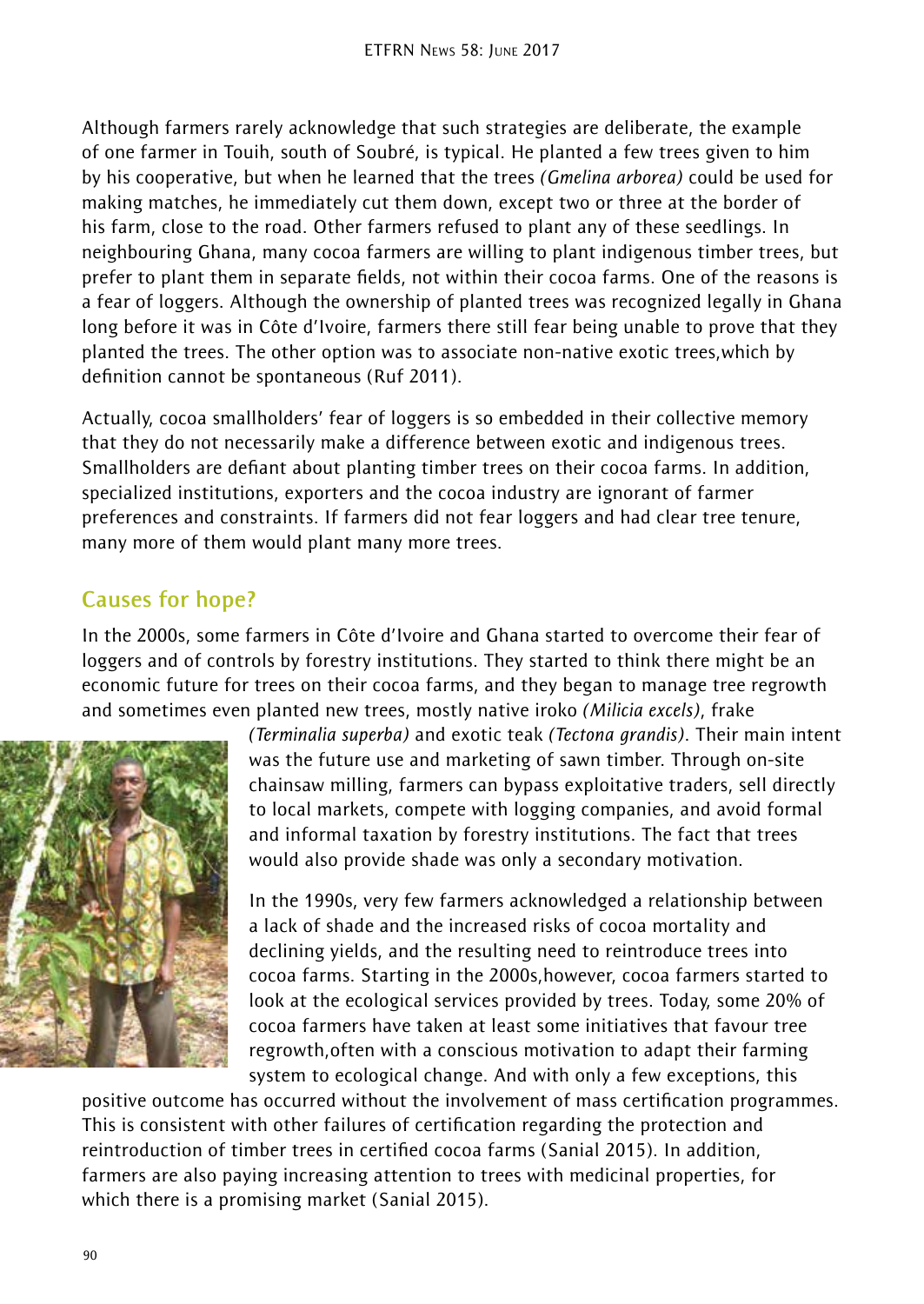Although farmers rarely acknowledge that such strategies are deliberate, the example of one farmer in Touih, south of Soubré, is typical. He planted a few trees given to him by his cooperative, but when he learned that the trees *(Gmelina arborea)* could be used for making matches, he immediately cut them down, except two or three at the border of his farm, close to the road. Other farmers refused to plant any of these seedlings. In neighbouring Ghana, many cocoa farmers are willing to plant indigenous timber trees, but prefer to plant them in separate fields, not within their cocoa farms. One of the reasons is a fear of loggers. Although the ownership of planted trees was recognized legally in Ghana long before it was in Côte d'Ivoire, farmers there still fear being unable to prove that they planted the trees. The other option was to associate non-native exotic trees,which by definition cannot be spontaneous (Ruf 2011).

Actually, cocoa smallholders' fear of loggers is so embedded in their collective memory that they do not necessarily make a difference between exotic and indigenous trees. Smallholders are defiant about planting timber trees on their cocoa farms. In addition, specialized institutions, exporters and the cocoa industry are ignorant of farmer preferences and constraints. If farmers did not fear loggers and had clear tree tenure, many more of them would plant many more trees.

## Causes for hope?

In the 2000s, some farmers in Côte d'Ivoire and Ghana started to overcome their fear of loggers and of controls by forestry institutions. They started to think there might be an economic future for trees on their cocoa farms, and they began to manage tree regrowth and sometimes even planted new trees, mostly native iroko *(Milicia excels)*, frake *(Terminalia superba)* and exotic teak *(Tectona grandis)*. Their main intent was the future use and marketing of sawn timber. Through on-site chainsaw milling, farmers can bypass exploitative traders, sell directly to local markets, compete with logging companies, and avoid formal and informal taxation by forestry institutions. The fact that trees would also provide shade was only a secondary motivation.

In the 1990s, very few farmers acknowledged a relationship between a lack of shade and the increased risks of cocoa mortality and declining yields, and the resulting need to reintroduce trees into cocoa farms. Starting in the 2000s,however, cocoa farmers started to look at the ecological services provided by trees. Today, some 20% of cocoa farmers have taken at least some initiatives that favour tree regrowth,often with a conscious motivation to adapt their farming system to ecological change. And with only a few exceptions, this positive outcome has occurred without the involvement of mass certification programmes. This is consistent with other failures of certification regarding the protection and reintroduction of timber trees in certified cocoa farms (Sanial 2015). In addition, farmers are also paying increasing attention to trees with medicinal properties, for which there is a promising market (Sanial 2015).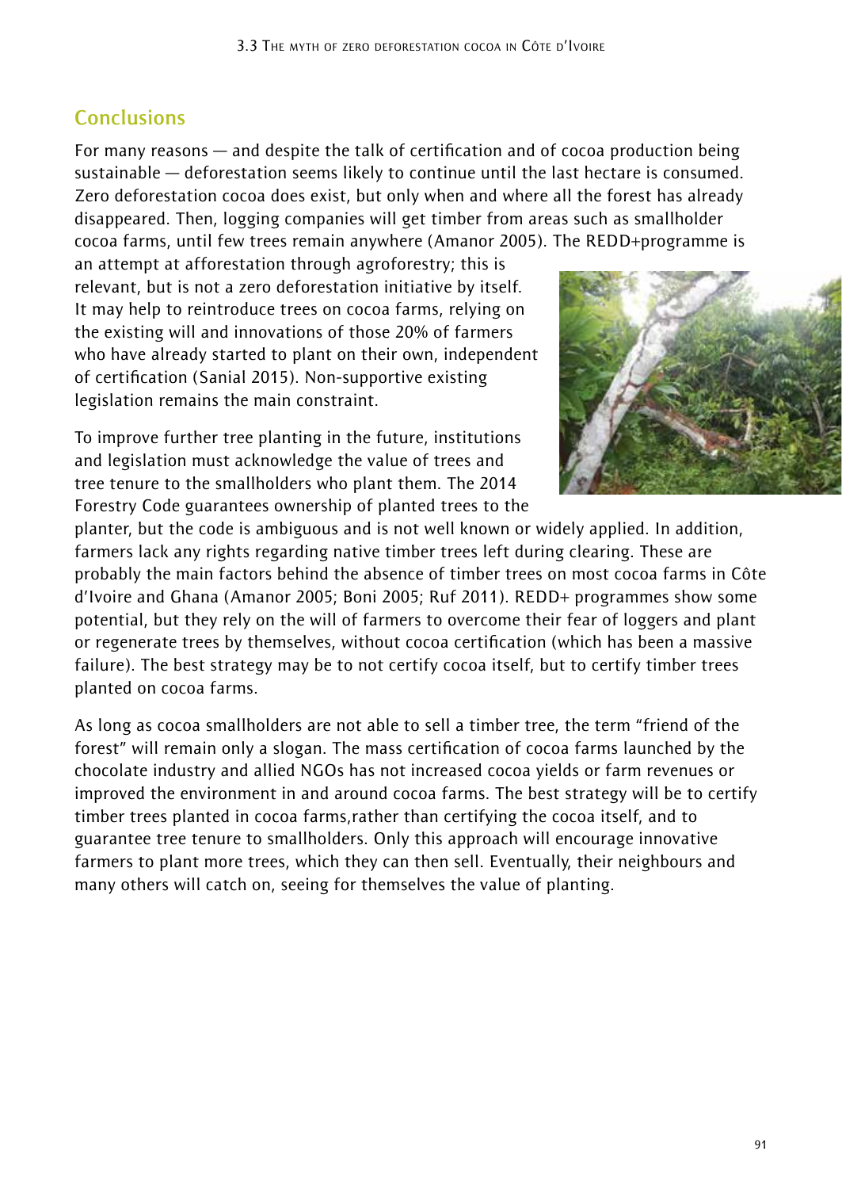## Conclusions

For many reasons — and despite the talk of certification and of cocoa production being sustainable — deforestation seems likely to continue until the last hectare is consumed. Zero deforestation cocoa does exist, but only when and where all the forest has already disappeared. Then, logging companies will get timber from areas such as smallholder cocoa farms, until few trees remain anywhere (Amanor 2005). The REDD+programme is an attempt at afforestation through agroforestry; this is relevant, but is not a zero deforestation initiative by itself. It may help to reintroduce trees on cocoa farms, relying on the existing will and innovations of those 20% of farmers who have already started to plant on their own, independent of certification (Sanial 2015). Non-supportive existing legislation remains the main constraint.

To improve further tree planting in the future, institutions and legislation must acknowledge the value of trees and tree tenure to the smallholders who plant them. The 2014 Forestry Code guarantees ownership of planted trees to the planter, but the code is ambiguous and is not well known or widely applied. In addition, farmers lack any rights regarding native timber trees left during clearing. These are probably the main factors behind the absence of timber trees on most cocoa farms in Côte d'Ivoire and Ghana (Amanor 2005; Boni 2005; Ruf 2011). REDD+ programmes show some potential, but they rely on the will of farmers to overcome their fear of loggers and plant or regenerate trees by themselves, without cocoa certification (which has been a massive failure). The best strategy may be to not certify cocoa itself, but to certify timber trees planted on cocoa farms.

As long as cocoa smallholders are not able to sell a timber tree, the term "friend of the forest" will remain only a slogan. The mass certification of cocoa farms launched by the chocolate industry and allied NGOs has not increased cocoa yields or farm revenues or improved the environment in and around cocoa farms. The best strategy will be to certify timber trees planted in cocoa farms,rather than certifying the cocoa itself, and to guarantee tree tenure to smallholders. Only this approach will encourage innovative farmers to plant more trees, which they can then sell. Eventually, their neighbours and many others will catch on, seeing for themselves the value of planting.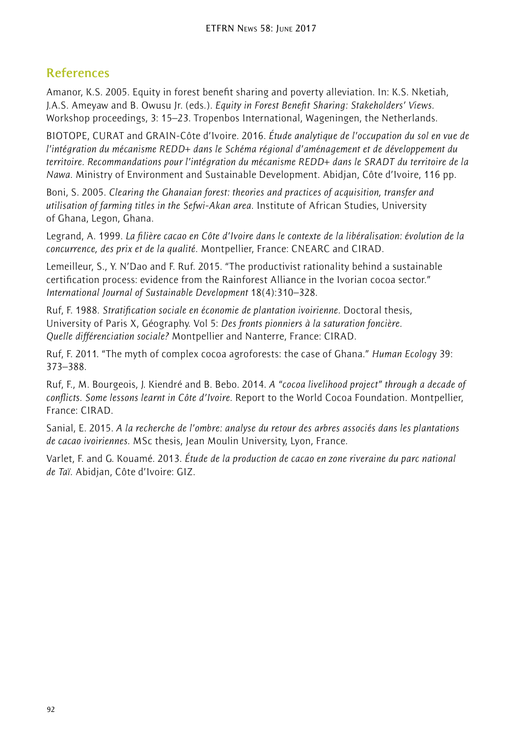## References

Amanor, K.S. 2005. Equity in forest benefit sharing and poverty alleviation. In: K.S. Nketiah, J.A.S. Ameyaw and B. Owusu Jr. (eds.). *Equity in Forest Benefit Sharing: Stakeholders' Views*. Workshop proceedings, 3: 15–23. Tropenbos International, Wageningen, the Netherlands.

BIOTOPE, CURAT and GRAIN-Côte d'Ivoire. 2016. *Étude analytique de l'occupation du sol en vue de l'intégration du mécanisme REDD+ dans le Schéma régional d'aménagement et de développement du territoire. Recommandations pour l'intégration du mécanisme REDD+ dans le SRADT du territoire de la Nawa*. Ministry of Environment and Sustainable Development. Abidjan, Côte d'Ivoire, 116 pp.

Boni, S. 2005. *Clearing the Ghanaian forest: theories and practices of acquisition, transfer and utilisation of farming titles in the Sefwi-Akan area*. Institute of African Studies, University of Ghana, Legon, Ghana.

Legrand, A. 1999. *La filière cacao en Côte d'Ivoire dans le contexte de la libéralisation: évolution de la concurrence, des prix et de la qualité*. Montpellier, France: CNEARC and CIRAD.

Lemeilleur, S., Y. N'Dao and F. Ruf. 2015. "The productivist rationality behind a sustainable certification process: evidence from the Rainforest Alliance in the Ivorian cocoa sector." *International Journal of Sustainable Development* 18(4):310–328.

Ruf, F. 1988. *Stratification sociale en économie de plantation ivoirienne*. Doctoral thesis, University of Paris X, Géography. Vol 5: *Des fronts pionniers à la saturation foncière. Quelle différenciation sociale?* Montpellier and Nanterre, France: CIRAD.

Ruf, F. 2011. "The myth of complex cocoa agroforests: the case of Ghana." *Human Ecology* 39: 373–388.

Ruf, F., M. Bourgeois, J. Kiendré and B. Bebo. 2014. *A "cocoa livelihood project" through a decade of conflicts. Some lessons learnt in Côte d'Ivoire*. Report to the World Cocoa Foundation. Montpellier, France: CIRAD.

Sanial, E. 2015. *A la recherche de l'ombre: analyse du retour des arbres associés dans les plantations de cacao ivoiriennes*. MSc thesis, Jean Moulin University, Lyon, France.

Varlet, F. and G. Kouamé. 2013. *Étude de la production de cacao en zone riveraine du parc national de Taï*. Abidjan, Côte d'Ivoire: GIZ.